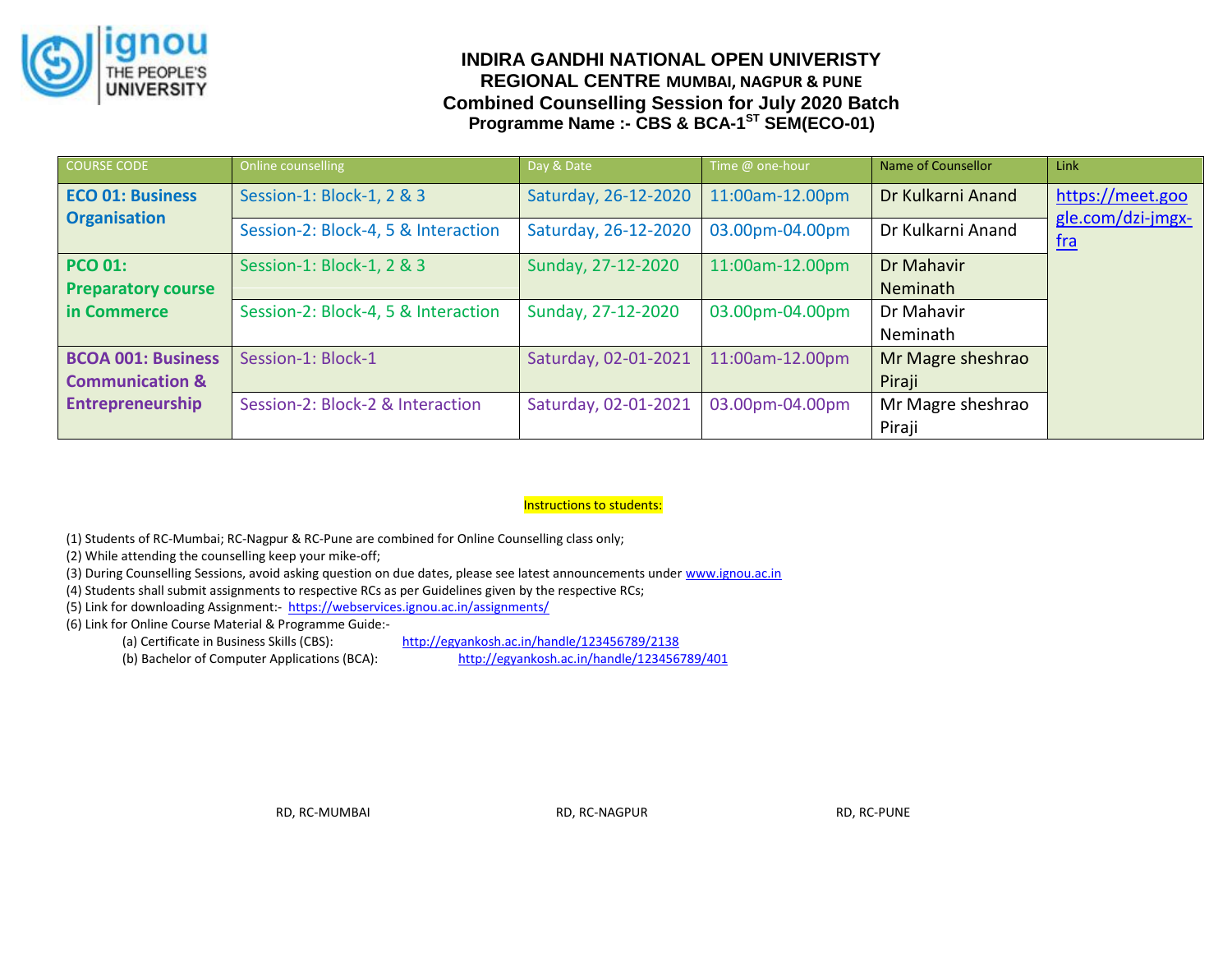# INDIRA GANDHI NATIONAL OPEN UNIVERSITY

## REGIONAL CENTRE MUMBAI, NAGPUR & PUNE

## Combined Counselling Session for July 2020 Batch

### Programme Name :- CBS & BCA-1ST SEM(ECO-01)

| COURSE CODE | Online counselling | Day & Date | Time @ one-hour | Name of Counsellor | Link |
|---|---|---|---|---|---|
| **ECO 01: Business Organisation** | Session-1: Block-1, 2 & 3 | Saturday, 26-12-2020 | 11:00am-12.00pm | Dr Kulkarni Anand | https://meet.google.com/dzi-jmgx-fra |
| | Session-2: Block-4, 5 & Interaction | Saturday, 26-12-2020 | 03.00pm-04.00pm | Dr Kulkarni Anand | |
| **PCO 01: Preparatory course in Commerce** | Session-1: Block-1, 2 & 3 | Sunday, 27-12-2020 | 11:00am-12.00pm | Dr Mahavir Neminath | |
| | Session-2: Block-4, 5 & Interaction | Sunday, 27-12-2020 | 03.00pm-04.00pm | Dr Mahavir Neminath | |
| **BCOA 001: Business Communication & Entrepreneurship** | Session-1: Block-1 | Saturday, 02-01-2021 | 11:00am-12.00pm | Mr Magre sheshrao Piraji | |
| | Session-2: Block-2 & Interaction | Saturday, 02-01-2021 | 03.00pm-04.00pm | Mr Magre sheshrao Piraji | |

Instructions to students:

(1) Students of RC-Mumbai; RC-Nagpur & RC-Pune are combined for Online Counselling class only;
(2) While attending the counselling keep your mike-off;
(3) During Counselling Sessions, avoid asking question on due dates, please see latest announcements under www.ignou.ac.in
(4) Students shall submit assignments to respective RCs as per Guidelines given by the respective RCs;
(5) Link for downloading Assignment:- https://webservices.ignou.ac.in/assignments/
(6) Link for Online Course Material & Programme Guide:-
  (a) Certificate in Business Skills (CBS): http://egyankosh.ac.in/handle/123456789/2138
  (b) Bachelor of Computer Applications (BCA): http://egyankosh.ac.in/handle/123456789/401

RD, RC-MUMBAI RD, RC-NAGPUR RD, RC-PUNE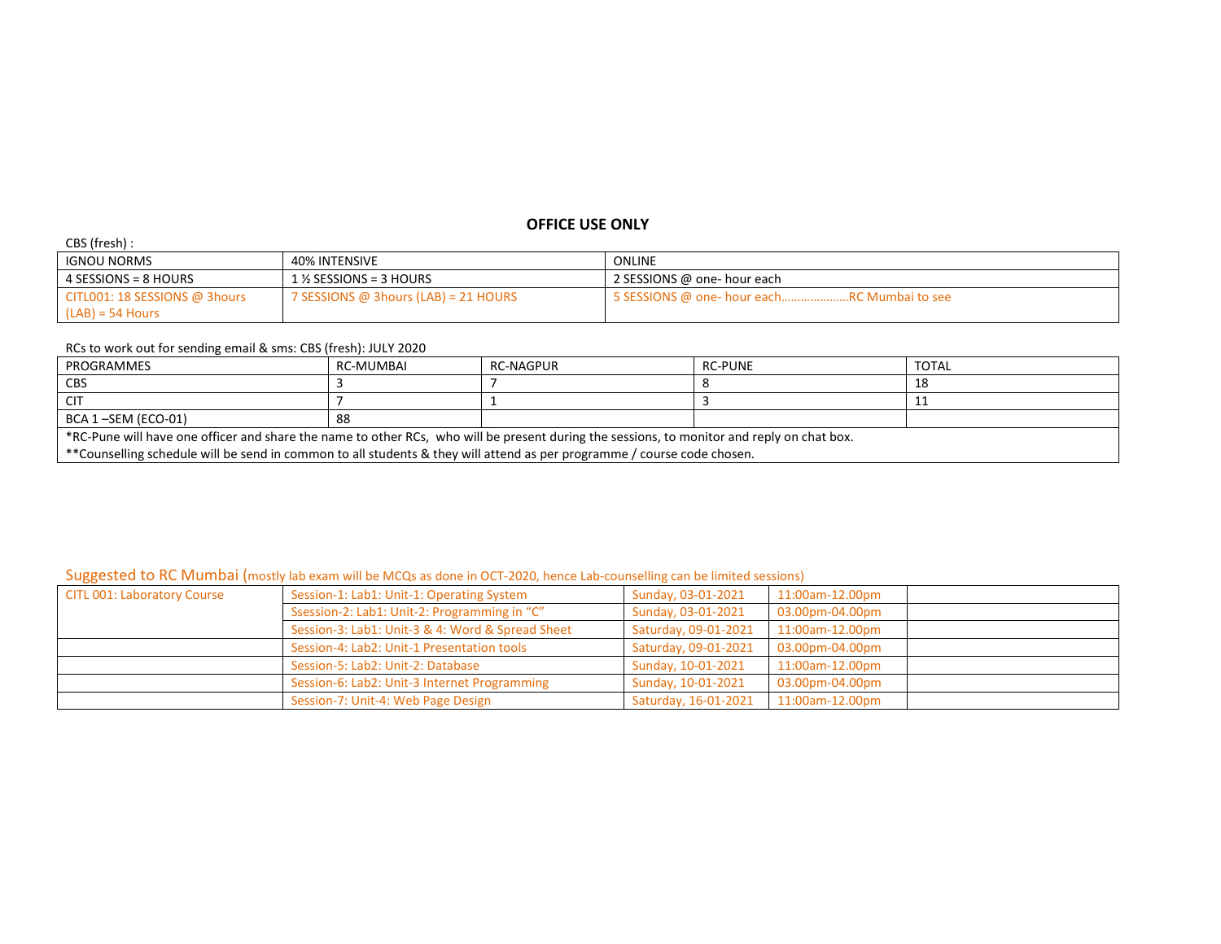## OFFICE USE ONLY

CBS (fresh) :

| IGNOU NORMS | 40% INTENSIVE | ONLINE |
|---|---|---|
| 4 SESSIONS = 8 HOURS | 1 ½ SESSIONS = 3 HOURS | 2 SESSIONS @ one- hour each |
| CITL001: 18 SESSIONS @ 3hours (LAB) = 54 Hours | 7 SESSIONS @ 3hours (LAB) = 21 HOURS | 5 SESSIONS @ one- hour each…………………RC Mumbai to see |

RCs to work out for sending email & sms: CBS (fresh): JULY 2020

| PROGRAMMES | RC-MUMBAI | RC-NAGPUR | RC-PUNE | TOTAL |
|---|---|---|---|---|
| CBS | 3 | 7 | 8 | 18 |
| CIT | 7 | 1 | 3 | 11 |
| BCA 1 –SEM (ECO-01) | 88 | | | |
| *RC-Pune will have one officer and share the name to other RCs, who will be present during the sessions, to monitor and reply on chat box. **Counselling schedule will be send in common to all students & they will attend as per programme / course code chosen. | | | | |

Suggested to RC Mumbai (mostly lab exam will be MCQs as done in OCT-2020, hence Lab-counselling can be limited sessions)

| | | | | |
|---|---|---|---|---|
| CITL 001: Laboratory Course | Session-1: Lab1: Unit-1: Operating System | Sunday, 03-01-2021 | 11:00am-12.00pm | |
| | Ssession-2: Lab1: Unit-2: Programming in "C" | Sunday, 03-01-2021 | 03.00pm-04.00pm | |
| | Session-3: Lab1: Unit-3 & 4: Word & Spread Sheet | Saturday, 09-01-2021 | 11:00am-12.00pm | |
| | Session-4: Lab2: Unit-1 Presentation tools | Saturday, 09-01-2021 | 03.00pm-04.00pm | |
| | Session-5: Lab2: Unit-2: Database | Sunday, 10-01-2021 | 11:00am-12.00pm | |
| | Session-6: Lab2: Unit-3 Internet Programming | Sunday, 10-01-2021 | 03.00pm-04.00pm | |
| | Session-7: Unit-4: Web Page Design | Saturday, 16-01-2021 | 11:00am-12.00pm | |